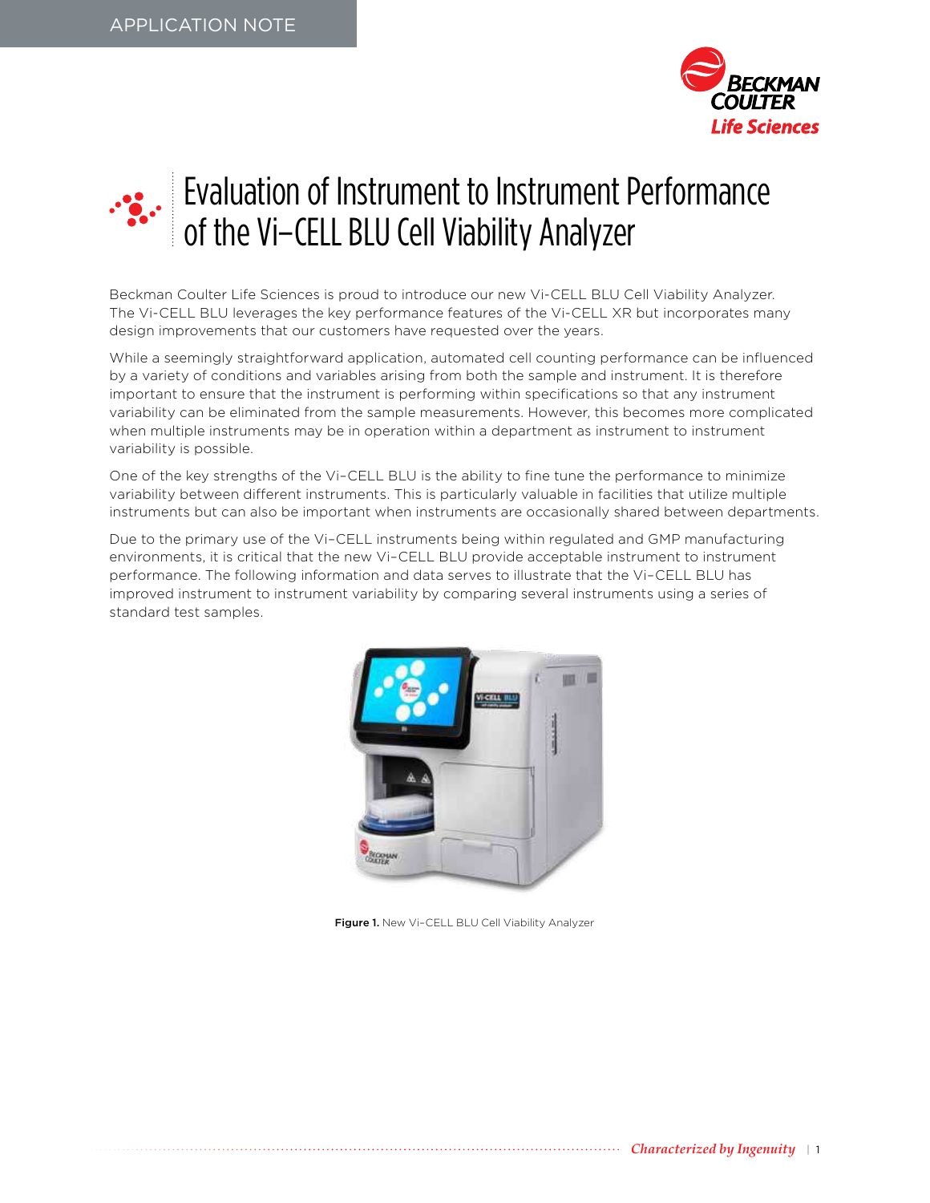APPLICATION NOTE

# Evaluation of Instrument to Instrument Performance of the Vi-CELL BLU Cell Viability Analyzer

Beckman Coulter Life Sciences is proud to introduce our new Vi-CELL BLU Cell Viability Analyzer. The Vi-CELL BLU leverages the key performance features of the Vi-CELL XR but incorporates many design improvements that our customers have requested over the years.

While a seemingly straightforward application, automated cell counting performance can be influenced by a variety of conditions and variables arising from both the sample and instrument. It is therefore important to ensure that the instrument is performing within specifications so that any instrument variability can be eliminated from the sample measurements. However, this becomes more complicated when multiple instruments may be in operation within a department as instrument to instrument variability is possible.

One of the key strengths of the Vi-CELL BLU is the ability to fine tune the performance to minimize variability between different instruments. This is particularly valuable in facilities that utilize multiple instruments but can also be important when instruments are occasionally shared between departments.

Due to the primary use of the Vi-CELL instruments being within regulated and GMP manufacturing environments, it is critical that the new Vi-CELL BLU provide acceptable instrument to instrument performance. The following information and data serves to illustrate that the Vi-CELL BLU has improved instrument to instrument variability by comparing several instruments using a series of standard test samples.

**Figure 1.** New Vi-CELL BLU Cell Viability Analyzer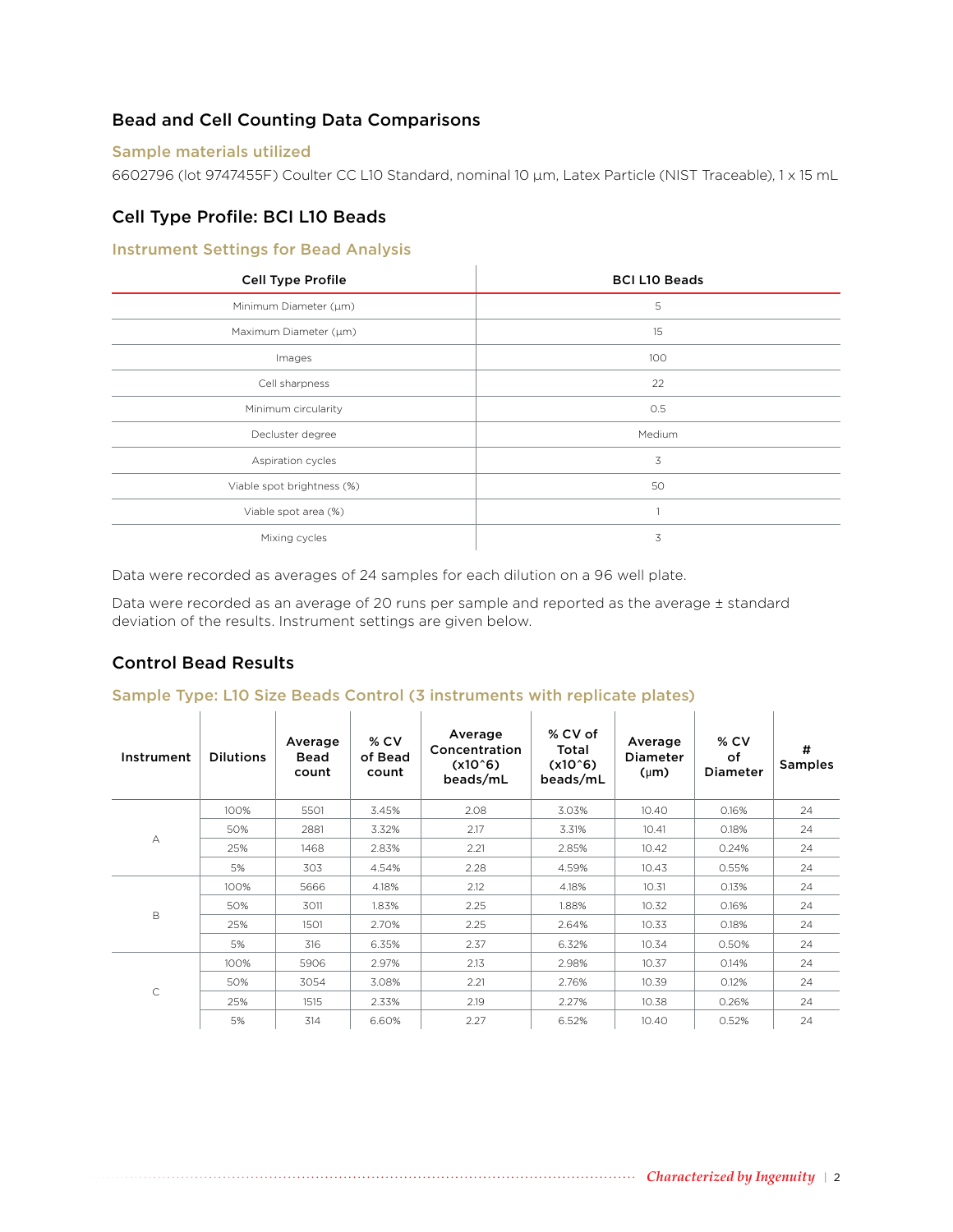## Bead and Cell Counting Data Comparisons

### Sample materials utilized

6602796 (lot 9747455F) Coulter CC L10 Standard, nominal 10 µm, Latex Particle (NIST Traceable), 1 x 15 mL

## Cell Type Profile: BCI L10 Beads

### Instrument Settings for Bead Analysis

| Cell Type Profile | BCI L10 Beads |
|---|---|
| Minimum Diameter (µm) | 5 |
| Maximum Diameter (µm) | 15 |
| Images | 100 |
| Cell sharpness | 22 |
| Minimum circularity | 0.5 |
| Decluster degree | Medium |
| Aspiration cycles | 3 |
| Viable spot brightness (%) | 50 |
| Viable spot area (%) | 1 |
| Mixing cycles | 3 |

Data were recorded as averages of 24 samples for each dilution on a 96 well plate.

Data were recorded as an average of 20 runs per sample and reported as the average ± standard deviation of the results. Instrument settings are given below.

## Control Bead Results

### Sample Type: L10 Size Beads Control (3 instruments with replicate plates)

| Instrument | Dilutions | Average Bead count | % CV of Bead count | Average Concentration (x10^6) beads/mL | % CV of Total (x10^6) beads/mL | Average Diameter (µm) | % CV of Diameter | # Samples |
|---|---|---|---|---|---|---|---|---|
| A | 100% | 5501 | 3.45% | 2.08 | 3.03% | 10.40 | 0.16% | 24 |
| | 50% | 2881 | 3.32% | 2.17 | 3.31% | 10.41 | 0.18% | 24 |
| | 25% | 1468 | 2.83% | 2.21 | 2.85% | 10.42 | 0.24% | 24 |
| | 5% | 303 | 4.54% | 2.28 | 4.59% | 10.43 | 0.55% | 24 |
| B | 100% | 5666 | 4.18% | 2.12 | 4.18% | 10.31 | 0.13% | 24 |
| | 50% | 3011 | 1.83% | 2.25 | 1.88% | 10.32 | 0.16% | 24 |
| | 25% | 1501 | 2.70% | 2.25 | 2.64% | 10.33 | 0.18% | 24 |
| | 5% | 316 | 6.35% | 2.37 | 6.32% | 10.34 | 0.50% | 24 |
| C | 100% | 5906 | 2.97% | 2.13 | 2.98% | 10.37 | 0.14% | 24 |
| | 50% | 3054 | 3.08% | 2.21 | 2.76% | 10.39 | 0.12% | 24 |
| | 25% | 1515 | 2.33% | 2.19 | 2.27% | 10.38 | 0.26% | 24 |
| | 5% | 314 | 6.60% | 2.27 | 6.52% | 10.40 | 0.52% | 24 |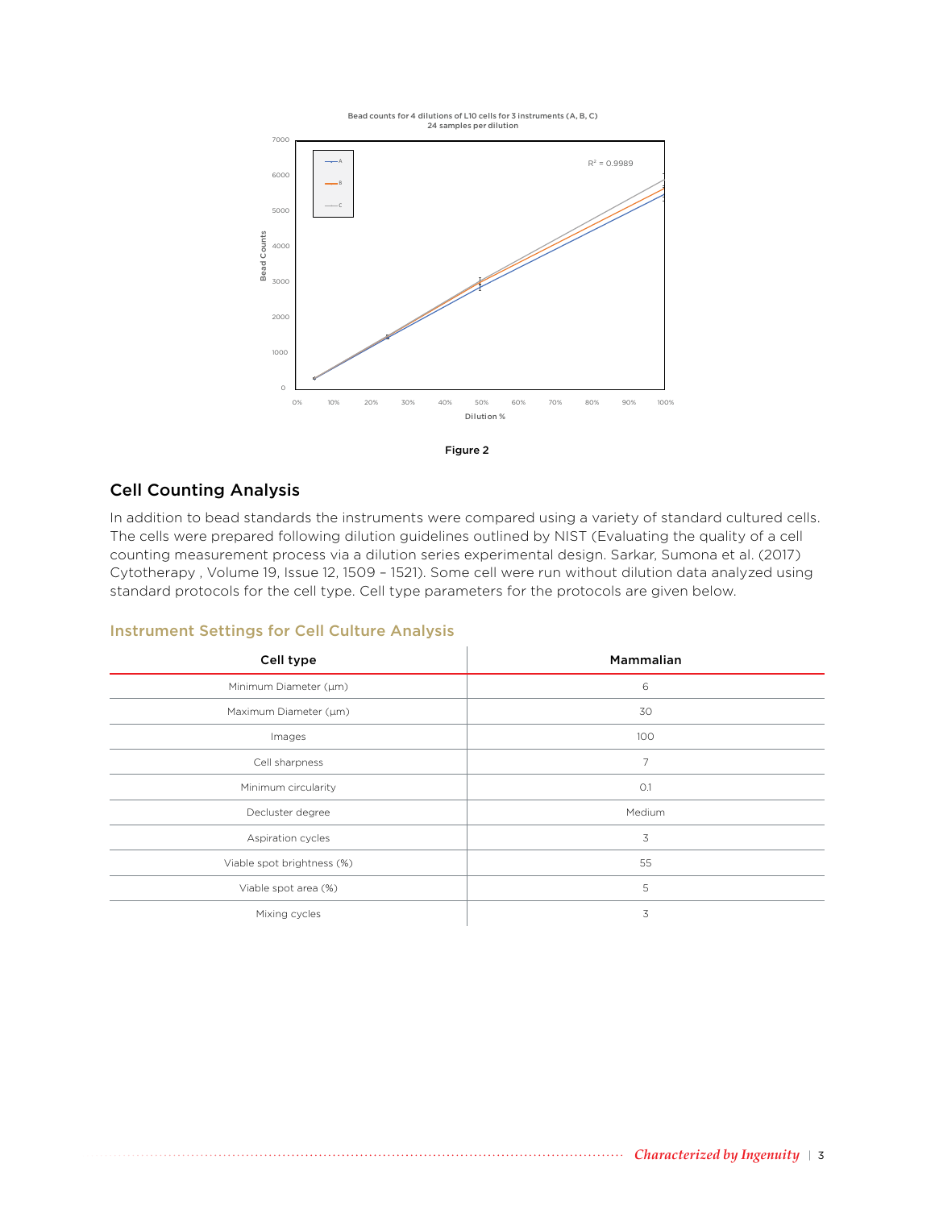Bead counts for 4 dilutions of L10 cells for 3 instruments (A, B, C)
24 samples per dilution

Figure 2

## Cell Counting Analysis

In addition to bead standards the instruments were compared using a variety of standard cultured cells. The cells were prepared following dilution guidelines outlined by NIST (Evaluating the quality of a cell counting measurement process via a dilution series experimental design. Sarkar, Sumona et al. (2017) Cytotherapy , Volume 19, Issue 12, 1509 – 1521). Some cell were run without dilution data analyzed using standard protocols for the cell type. Cell type parameters for the protocols are given below.

### Instrument Settings for Cell Culture Analysis

| Cell type | Mammalian |
|---|---|
| Minimum Diameter (µm) | 6 |
| Maximum Diameter (µm) | 30 |
| Images | 100 |
| Cell sharpness | 7 |
| Minimum circularity | 0.1 |
| Decluster degree | Medium |
| Aspiration cycles | 3 |
| Viable spot brightness (%) | 55 |
| Viable spot area (%) | 5 |
| Mixing cycles | 3 |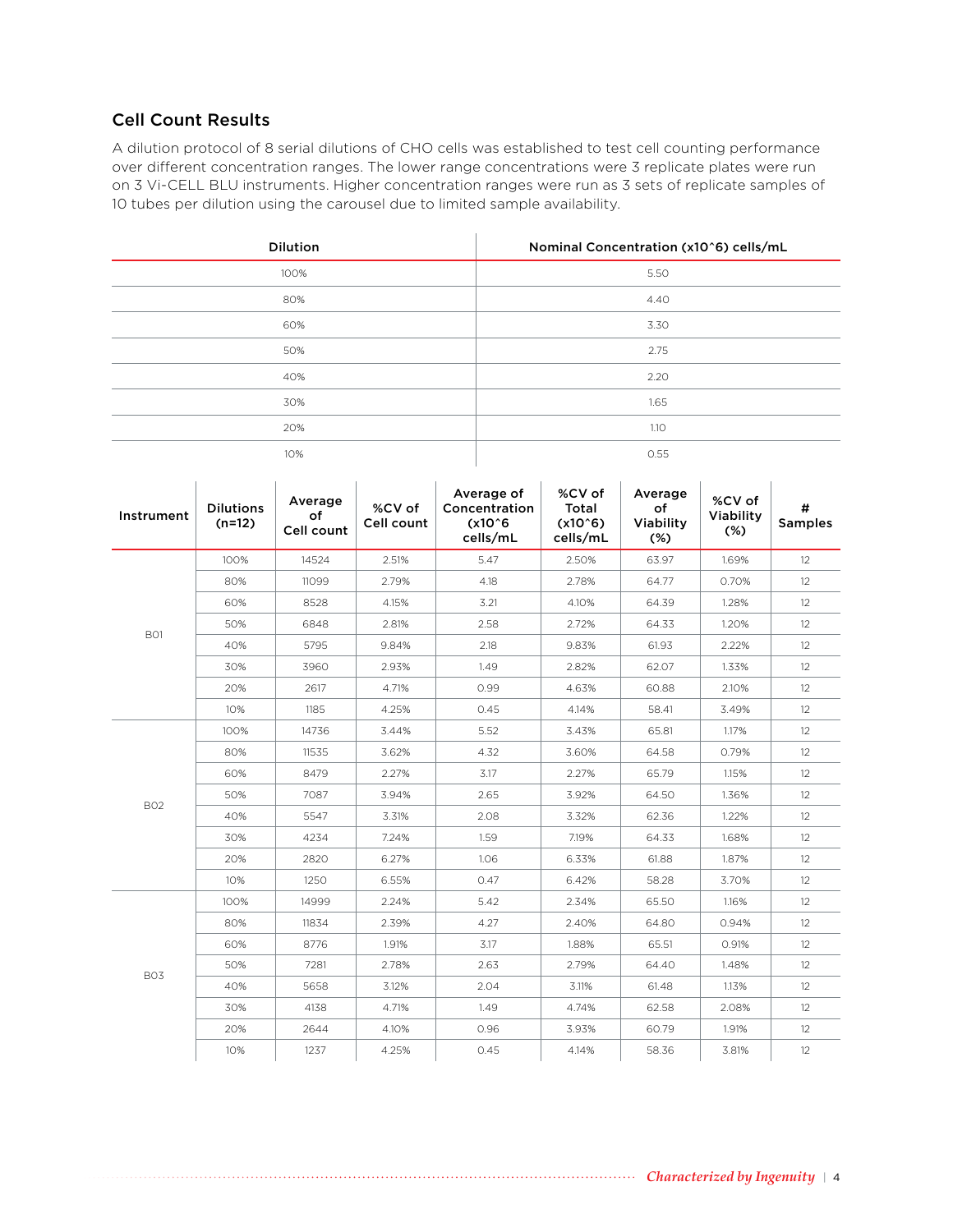### Cell Count Results

A dilution protocol of 8 serial dilutions of CHO cells was established to test cell counting performance over different concentration ranges. The lower range concentrations were 3 replicate plates were run on 3 Vi-CELL BLU instruments. Higher concentration ranges were run as 3 sets of replicate samples of 10 tubes per dilution using the carousel due to limited sample availability.

| Dilution | Nominal Concentration (x10^6) cells/mL |
|---|---|
| 100% | 5.50 |
| 80% | 4.40 |
| 60% | 3.30 |
| 50% | 2.75 |
| 40% | 2.20 |
| 30% | 1.65 |
| 20% | 1.10 |
| 10% | 0.55 |

| Instrument | Dilutions (n=12) | Average of Cell count | %CV of Cell count | Average of Concentration (x10^6 cells/mL | %CV of Total (x10^6) cells/mL | Average of Viability (%) | %CV of Viability (%) | # Samples |
|---|---|---|---|---|---|---|---|---|
| B01 | 100% | 14524 | 2.51% | 5.47 | 2.50% | 63.97 | 1.69% | 12 |
| | 80% | 11099 | 2.79% | 4.18 | 2.78% | 64.77 | 0.70% | 12 |
| | 60% | 8528 | 4.15% | 3.21 | 4.10% | 64.39 | 1.28% | 12 |
| | 50% | 6848 | 2.81% | 2.58 | 2.72% | 64.33 | 1.20% | 12 |
| | 40% | 5795 | 9.84% | 2.18 | 9.83% | 61.93 | 2.22% | 12 |
| | 30% | 3960 | 2.93% | 1.49 | 2.82% | 62.07 | 1.33% | 12 |
| | 20% | 2617 | 4.71% | 0.99 | 4.63% | 60.88 | 2.10% | 12 |
| | 10% | 1185 | 4.25% | 0.45 | 4.14% | 58.41 | 3.49% | 12 |
| B02 | 100% | 14736 | 3.44% | 5.52 | 3.43% | 65.81 | 1.17% | 12 |
| | 80% | 11535 | 3.62% | 4.32 | 3.60% | 64.58 | 0.79% | 12 |
| | 60% | 8479 | 2.27% | 3.17 | 2.27% | 65.79 | 1.15% | 12 |
| | 50% | 7087 | 3.94% | 2.65 | 3.92% | 64.50 | 1.36% | 12 |
| | 40% | 5547 | 3.31% | 2.08 | 3.32% | 62.36 | 1.22% | 12 |
| | 30% | 4234 | 7.24% | 1.59 | 7.19% | 64.33 | 1.68% | 12 |
| | 20% | 2820 | 6.27% | 1.06 | 6.33% | 61.88 | 1.87% | 12 |
| | 10% | 1250 | 6.55% | 0.47 | 6.42% | 58.28 | 3.70% | 12 |
| B03 | 100% | 14999 | 2.24% | 5.42 | 2.34% | 65.50 | 1.16% | 12 |
| | 80% | 11834 | 2.39% | 4.27 | 2.40% | 64.80 | 0.94% | 12 |
| | 60% | 8776 | 1.91% | 3.17 | 1.88% | 65.51 | 0.91% | 12 |
| | 50% | 7281 | 2.78% | 2.63 | 2.79% | 64.40 | 1.48% | 12 |
| | 40% | 5658 | 3.12% | 2.04 | 3.11% | 61.48 | 1.13% | 12 |
| | 30% | 4138 | 4.71% | 1.49 | 4.74% | 62.58 | 2.08% | 12 |
| | 20% | 2644 | 4.10% | 0.96 | 3.93% | 60.79 | 1.91% | 12 |
| | 10% | 1237 | 4.25% | 0.45 | 4.14% | 58.36 | 3.81% | 12 |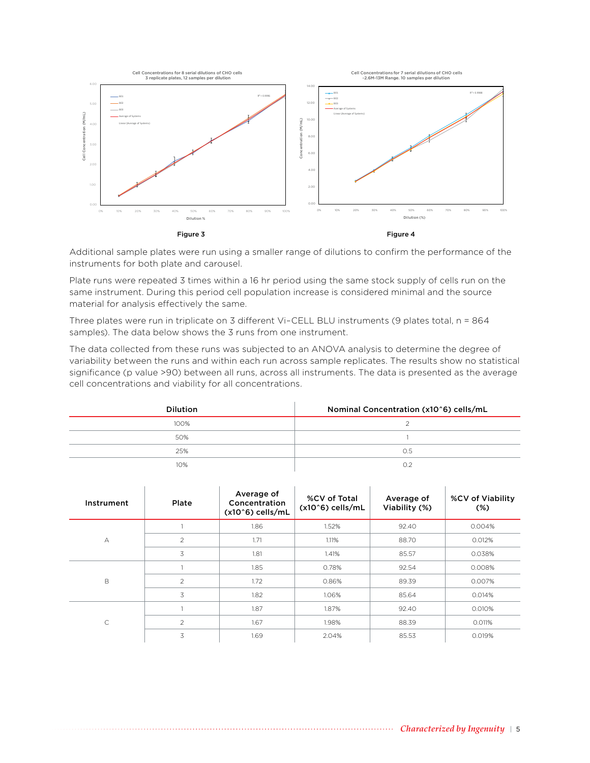Figure 3

Figure 4

Additional sample plates were run using a smaller range of dilutions to confirm the performance of the instruments for both plate and carousel.

Plate runs were repeated 3 times within a 16 hr period using the same stock supply of cells run on the same instrument. During this period cell population increase is considered minimal and the source material for analysis effectively the same.

Three plates were run in triplicate on 3 different Vi-CELL BLU instruments (9 plates total, n = 864 samples). The data below shows the 3 runs from one instrument.

The data collected from these runs was subjected to an ANOVA analysis to determine the degree of variability between the runs and within each run across sample replicates. The results show no statistical significance (p value >90) between all runs, across all instruments. The data is presented as the average cell concentrations and viability for all concentrations.

| Dilution | Nominal Concentration (x10^6) cells/mL |
|---|---|
| 100% | 2 |
| 50% | 1 |
| 25% | 0.5 |
| 10% | 0.2 |

| Instrument | Plate | Average of Concentration (x10^6) cells/mL | %CV of Total (x10^6) cells/mL | Average of Viability (%) | %CV of Viability (%) |
|---|---|---|---|---|---|
| A | 1 | 1.86 | 1.52% | 92.40 | 0.004% |
| | 2 | 1.71 | 1.11% | 88.70 | 0.012% |
| | 3 | 1.81 | 1.41% | 85.57 | 0.038% |
| B | 1 | 1.85 | 0.78% | 92.54 | 0.008% |
| | 2 | 1.72 | 0.86% | 89.39 | 0.007% |
| | 3 | 1.82 | 1.06% | 85.64 | 0.014% |
| C | 1 | 1.87 | 1.87% | 92.40 | 0.010% |
| | 2 | 1.67 | 1.98% | 88.39 | 0.011% |
| | 3 | 1.69 | 2.04% | 85.53 | 0.019% |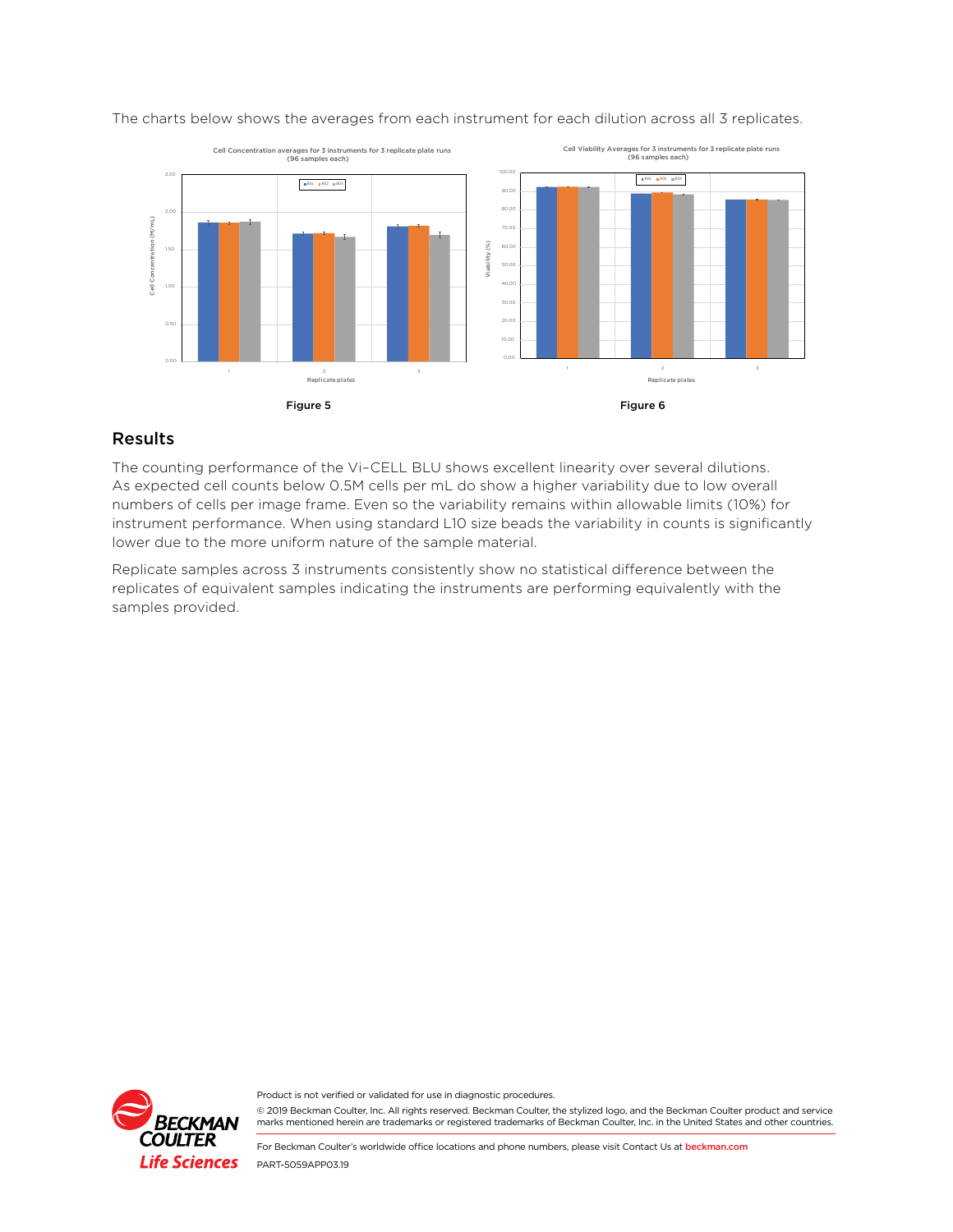The charts below shows the averages from each instrument for each dilution across all 3 replicates.

Cell Concentration averages for 3 instruments for 3 replicate plate runs
(96 samples each)

Cell Concentration (M/mL)

2.50
2.00
1.50
1.00
0.50
0.00

1
2
3

Replicate plates

Figure 5

Cell Viability Averages for 3 instruments for 3 replicate plate runs
(96 samples each)

Viability (%)

100.00
90.00
80.00
70.00
60.00
50.00
40.00
30.00
20.00
10.00
0.00

1
2
3

Replicate plates

Figure 6

## Results

The counting performance of the Vi–CELL BLU shows excellent linearity over several dilutions. As expected cell counts below 0.5M cells per mL do show a higher variability due to low overall numbers of cells per image frame. Even so the variability remains within allowable limits (10%) for instrument performance. When using standard L10 size beads the variability in counts is significantly lower due to the more uniform nature of the sample material.

Replicate samples across 3 instruments consistently show no statistical difference between the replicates of equivalent samples indicating the instruments are performing equivalently with the samples provided.

Product is not verified or validated for use in diagnostic procedures.

© 2019 Beckman Coulter, Inc. All rights reserved. Beckman Coulter, the stylized logo, and the Beckman Coulter product and service marks mentioned herein are trademarks or registered trademarks of Beckman Coulter, Inc. in the United States and other countries.

For Beckman Coulter's worldwide office locations and phone numbers, please visit Contact Us at beckman.com

PART-5059APP03.19